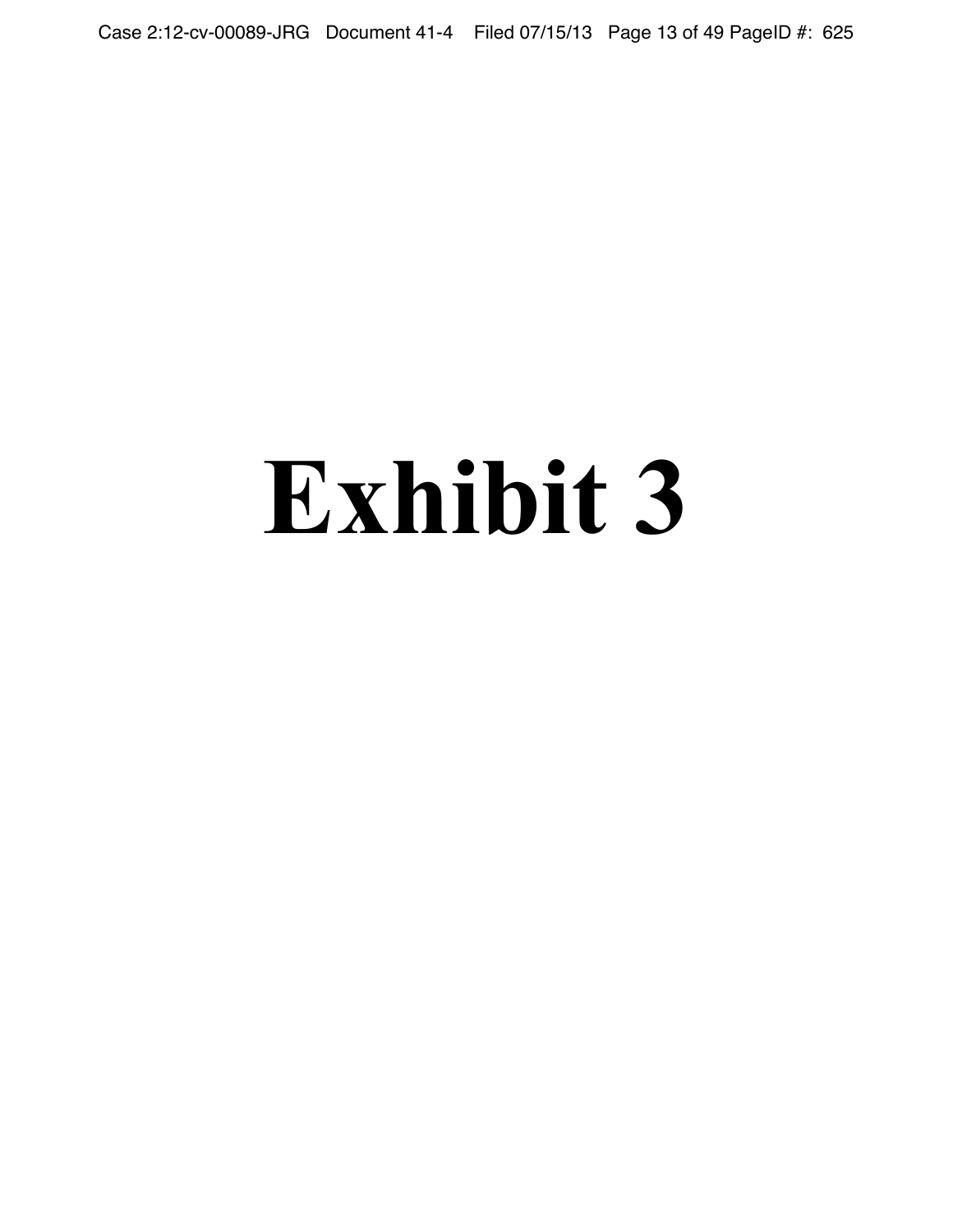# Exhibit 3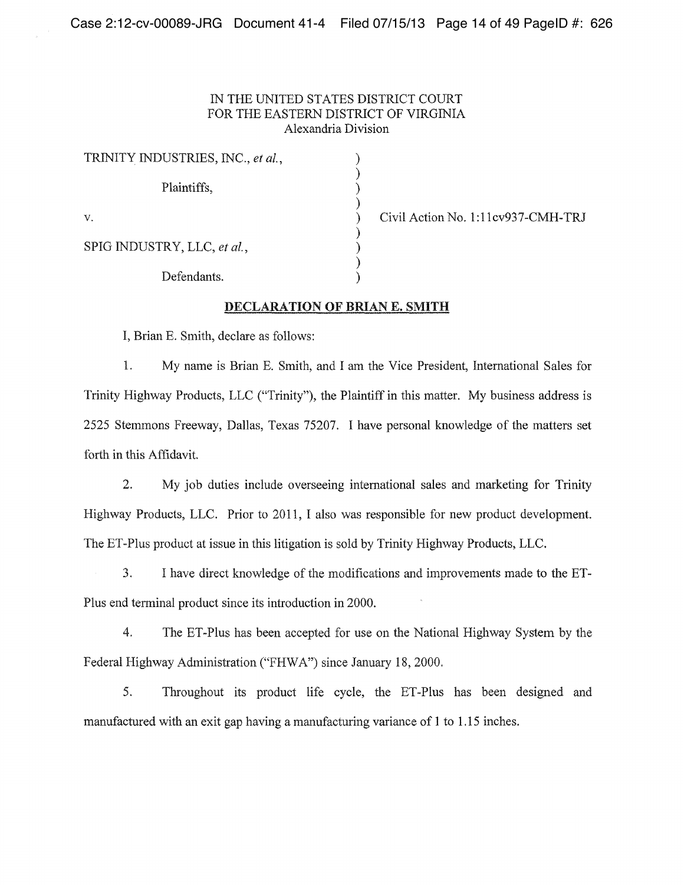IN THE UNITED STATES DISTRICT COURT
FOR THE EASTERN DISTRICT OF VIRGINIA
Alexandria Division

| | | |
|---|---|---|
| TRINITY INDUSTRIES, INC., *et al.*, | ) | |
| Plaintiffs, | ) | |
| v. | ) | Civil Action No. 1:11cv937-CMH-TRJ |
| SPIG INDUSTRY, LLC, *et al.*, | ) | |
| Defendants. | ) | |

## DECLARATION OF BRIAN E. SMITH

I, Brian E. Smith, declare as follows:

1. My name is Brian E. Smith, and I am the Vice President, International Sales for Trinity Highway Products, LLC ("Trinity"), the Plaintiff in this matter. My business address is 2525 Stemmons Freeway, Dallas, Texas 75207. I have personal knowledge of the matters set forth in this Affidavit.

2. My job duties include overseeing international sales and marketing for Trinity Highway Products, LLC. Prior to 2011, I also was responsible for new product development. The ET-Plus product at issue in this litigation is sold by Trinity Highway Products, LLC.

3. I have direct knowledge of the modifications and improvements made to the ET-Plus end terminal product since its introduction in 2000.

4. The ET-Plus has been accepted for use on the National Highway System by the Federal Highway Administration ("FHWA") since January 18, 2000.

5. Throughout its product life cycle, the ET-Plus has been designed and manufactured with an exit gap having a manufacturing variance of 1 to 1.15 inches.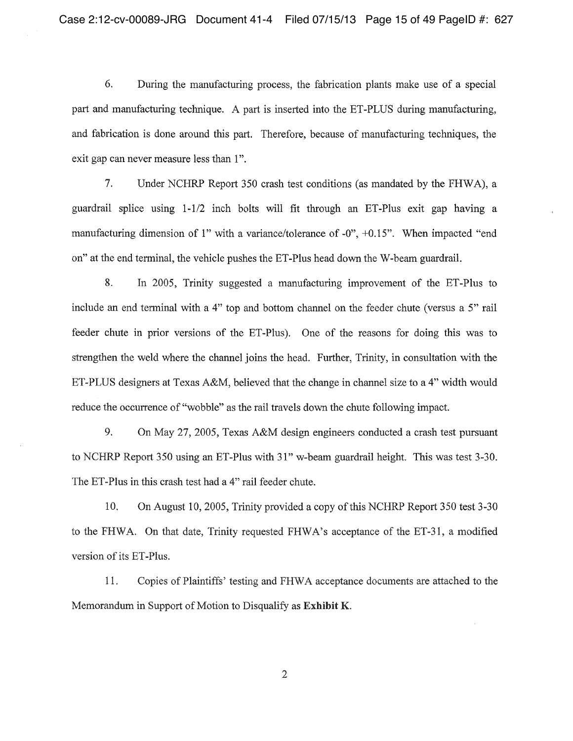6. During the manufacturing process, the fabrication plants make use of a special part and manufacturing technique. A part is inserted into the ET-PLUS during manufacturing, and fabrication is done around this part. Therefore, because of manufacturing techniques, the exit gap can never measure less than 1".

7. Under NCHRP Report 350 crash test conditions (as mandated by the FHWA), a guardrail splice using 1-1/2 inch bolts will fit through an ET-Plus exit gap having a manufacturing dimension of 1" with a variance/tolerance of -0", +0.15". When impacted "end on" at the end terminal, the vehicle pushes the ET-Plus head down the W-beam guardrail.

8. In 2005, Trinity suggested a manufacturing improvement of the ET-Plus to include an end terminal with a 4" top and bottom channel on the feeder chute (versus a 5" rail feeder chute in prior versions of the ET-Plus). One of the reasons for doing this was to strengthen the weld where the channel joins the head. Further, Trinity, in consultation with the ET-PLUS designers at Texas A&M, believed that the change in channel size to a 4" width would reduce the occurrence of "wobble" as the rail travels down the chute following impact.

9. On May 27, 2005, Texas A&M design engineers conducted a crash test pursuant to NCHRP Report 350 using an ET-Plus with 31" w-beam guardrail height. This was test 3-30. The ET-Plus in this crash test had a 4" rail feeder chute.

10. On August 10, 2005, Trinity provided a copy of this NCHRP Report 350 test 3-30 to the FHWA. On that date, Trinity requested FHWA's acceptance of the ET-31, a modified version of its ET-Plus.

11. Copies of Plaintiffs' testing and FHWA acceptance documents are attached to the Memorandum in Support of Motion to Disqualify as **Exhibit K**.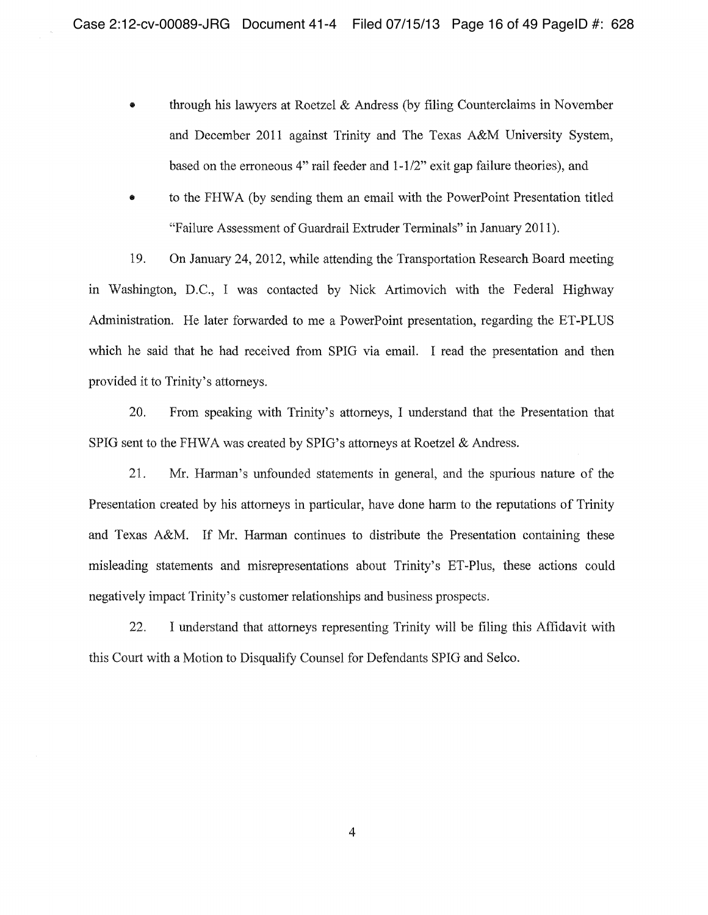- through his lawyers at Roetzel & Andress (by filing Counterclaims in November and December 2011 against Trinity and The Texas A&M University System, based on the erroneous 4" rail feeder and 1-1/2" exit gap failure theories), and
- to the FHWA (by sending them an email with the PowerPoint Presentation titled "Failure Assessment of Guardrail Extruder Terminals" in January 2011).

19. On January 24, 2012, while attending the Transportation Research Board meeting in Washington, D.C., I was contacted by Nick Artimovich with the Federal Highway Administration. He later forwarded to me a PowerPoint presentation, regarding the ET-PLUS which he said that he had received from SPIG via email. I read the presentation and then provided it to Trinity's attorneys.

20. From speaking with Trinity's attorneys, I understand that the Presentation that SPIG sent to the FHWA was created by SPIG's attorneys at Roetzel & Andress.

21. Mr. Harman's unfounded statements in general, and the spurious nature of the Presentation created by his attorneys in particular, have done harm to the reputations of Trinity and Texas A&M. If Mr. Harman continues to distribute the Presentation containing these misleading statements and misrepresentations about Trinity's ET-Plus, these actions could negatively impact Trinity's customer relationships and business prospects.

22. I understand that attorneys representing Trinity will be filing this Affidavit with this Court with a Motion to Disqualify Counsel for Defendants SPIG and Selco.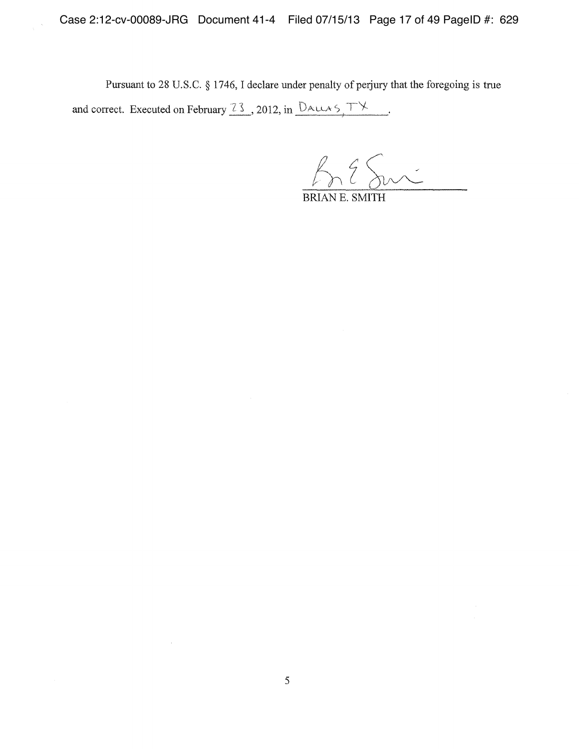Pursuant to 28 U.S.C. § 1746, I declare under penalty of perjury that the foregoing is true and correct. Executed on February 23, 2012, in DALLAS, TX.

BRIAN E. SMITH